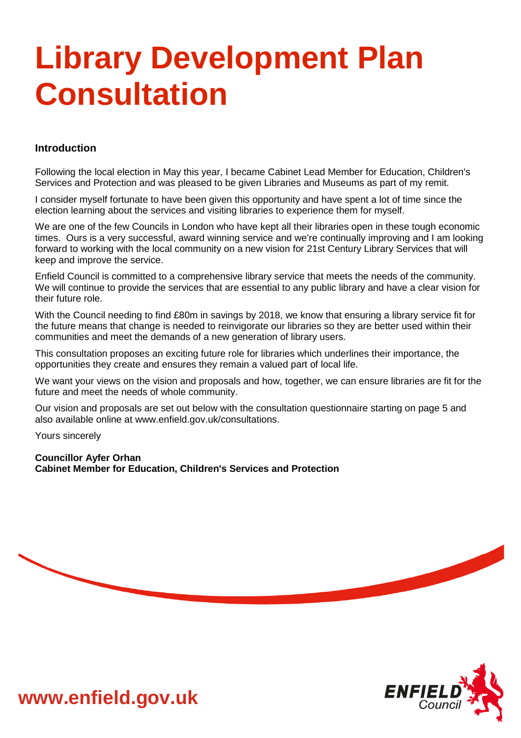# Library Development Plan Consultation

### Introduction

Following the local election in May this year, I became Cabinet Lead Member for Education, Children's Services and Protection and was pleased to be given Libraries and Museums as part of my remit.

I consider myself fortunate to have been given this opportunity and have spent a lot of time since the election learning about the services and visiting libraries to experience them for myself.

We are one of the few Councils in London who have kept all their libraries open in these tough economic times. Ours is a very successful, award winning service and we're continually improving and I am looking forward to working with the local community on a new vision for 21st Century Library Services that will keep and improve the service.

Enfield Council is committed to a comprehensive library service that meets the needs of the community. We will continue to provide the services that are essential to any public library and have a clear vision for their future role.

With the Council needing to find £80m in savings by 2018, we know that ensuring a library service fit for the future means that change is needed to reinvigorate our libraries so they are better used within their communities and meet the demands of a new generation of library users.

This consultation proposes an exciting future role for libraries which underlines their importance, the opportunities they create and ensures they remain a valued part of local life.

We want your views on the vision and proposals and how, together, we can ensure libraries are fit for the future and meet the needs of whole community.

Our vision and proposals are set out below with the consultation questionnaire starting on page 5 and also available online at www.enfield.gov.uk/consultations.

Yours sincerely

**Councillor Ayfer Orhan**
**Cabinet Member for Education, Children's Services and Protection**

**www.enfield.gov.uk**

ENFIELD Council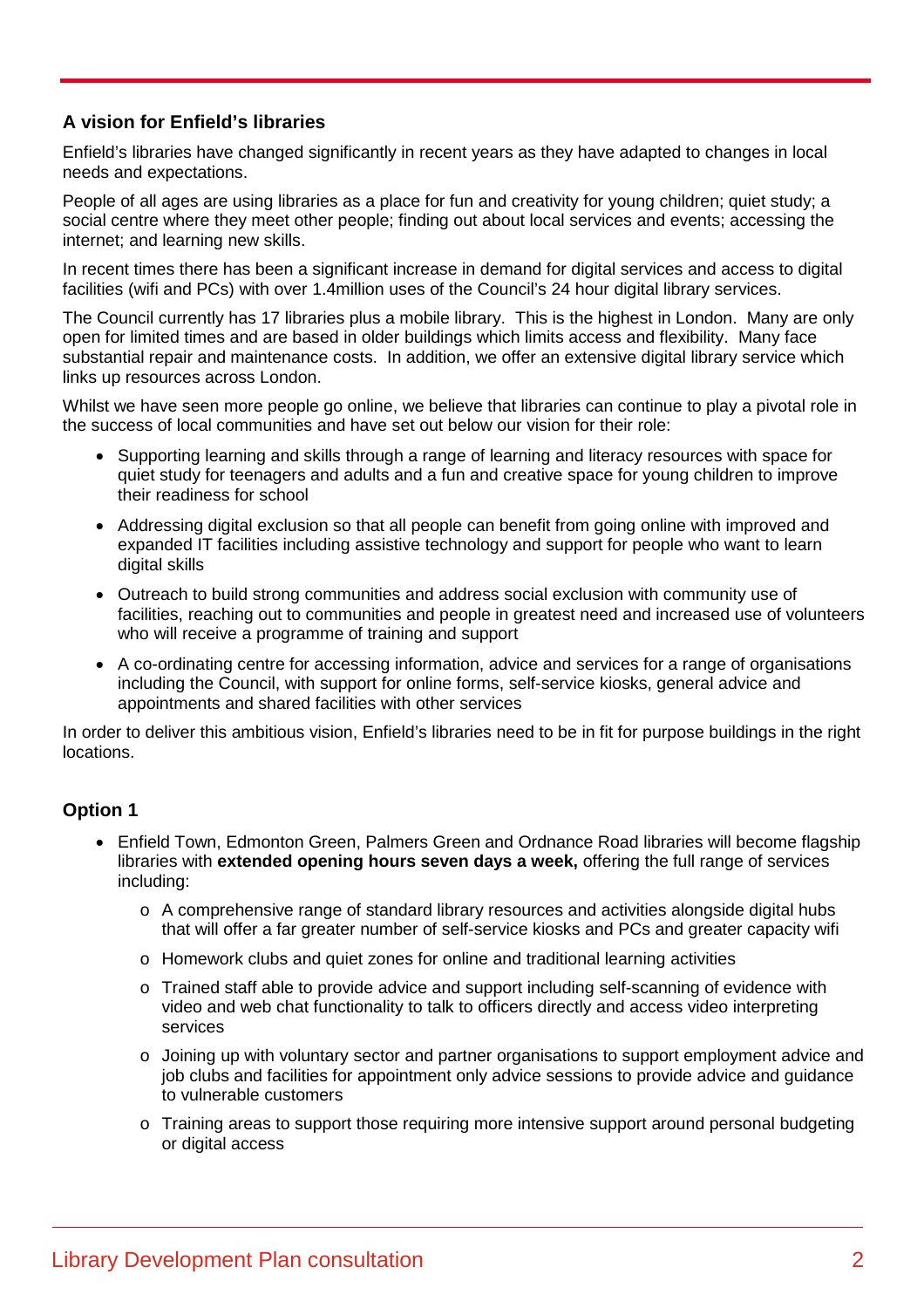## A vision for Enfield's libraries

Enfield's libraries have changed significantly in recent years as they have adapted to changes in local needs and expectations.

People of all ages are using libraries as a place for fun and creativity for young children; quiet study; a social centre where they meet other people; finding out about local services and events; accessing the internet; and learning new skills.

In recent times there has been a significant increase in demand for digital services and access to digital facilities (wifi and PCs) with over 1.4million uses of the Council's 24 hour digital library services.

The Council currently has 17 libraries plus a mobile library. This is the highest in London. Many are only open for limited times and are based in older buildings which limits access and flexibility. Many face substantial repair and maintenance costs. In addition, we offer an extensive digital library service which links up resources across London.

Whilst we have seen more people go online, we believe that libraries can continue to play a pivotal role in the success of local communities and have set out below our vision for their role:

- Supporting learning and skills through a range of learning and literacy resources with space for quiet study for teenagers and adults and a fun and creative space for young children to improve their readiness for school
- Addressing digital exclusion so that all people can benefit from going online with improved and expanded IT facilities including assistive technology and support for people who want to learn digital skills
- Outreach to build strong communities and address social exclusion with community use of facilities, reaching out to communities and people in greatest need and increased use of volunteers who will receive a programme of training and support
- A co-ordinating centre for accessing information, advice and services for a range of organisations including the Council, with support for online forms, self-service kiosks, general advice and appointments and shared facilities with other services

In order to deliver this ambitious vision, Enfield's libraries need to be in fit for purpose buildings in the right locations.

## Option 1

- Enfield Town, Edmonton Green, Palmers Green and Ordnance Road libraries will become flagship libraries with **extended opening hours seven days a week,** offering the full range of services including:
    - A comprehensive range of standard library resources and activities alongside digital hubs that will offer a far greater number of self-service kiosks and PCs and greater capacity wifi
    - Homework clubs and quiet zones for online and traditional learning activities
    - Trained staff able to provide advice and support including self-scanning of evidence with video and web chat functionality to talk to officers directly and access video interpreting services
    - Joining up with voluntary sector and partner organisations to support employment advice and job clubs and facilities for appointment only advice sessions to provide advice and guidance to vulnerable customers
    - Training areas to support those requiring more intensive support around personal budgeting or digital access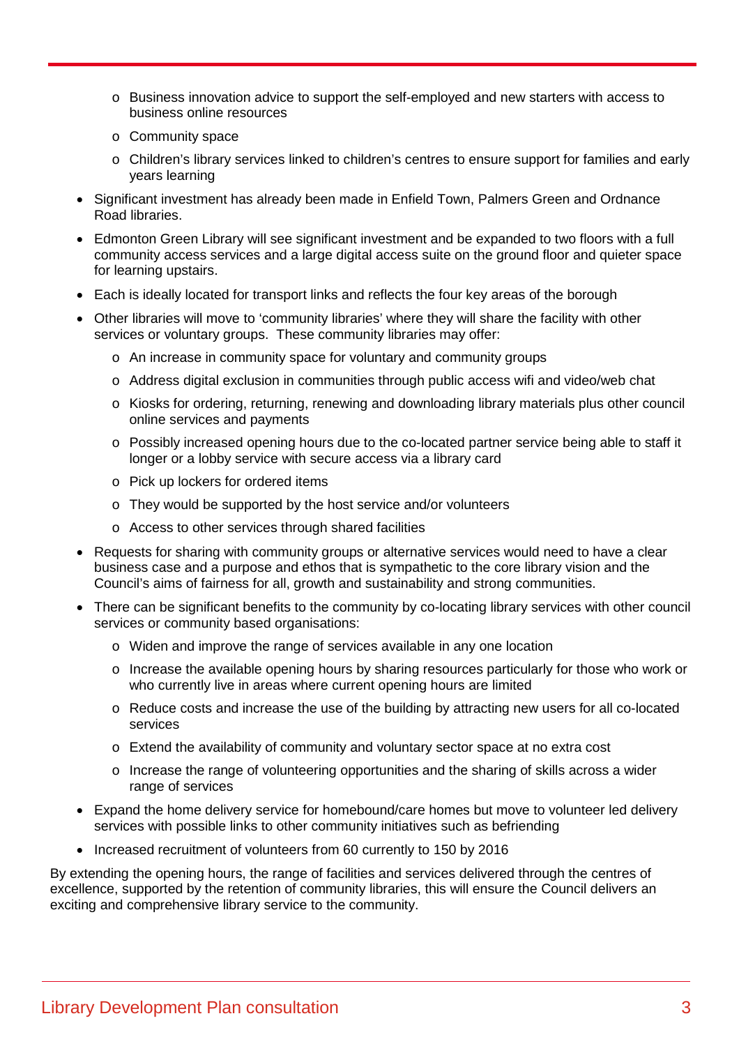- Business innovation advice to support the self-employed and new starters with access to business online resources
  - Community space
  - Children's library services linked to children's centres to ensure support for families and early years learning
- Significant investment has already been made in Enfield Town, Palmers Green and Ordnance Road libraries.
- Edmonton Green Library will see significant investment and be expanded to two floors with a full community access services and a large digital access suite on the ground floor and quieter space for learning upstairs.
- Each is ideally located for transport links and reflects the four key areas of the borough
- Other libraries will move to 'community libraries' where they will share the facility with other services or voluntary groups. These community libraries may offer:
  - An increase in community space for voluntary and community groups
  - Address digital exclusion in communities through public access wifi and video/web chat
  - Kiosks for ordering, returning, renewing and downloading library materials plus other council online services and payments
  - Possibly increased opening hours due to the co-located partner service being able to staff it longer or a lobby service with secure access via a library card
  - Pick up lockers for ordered items
  - They would be supported by the host service and/or volunteers
  - Access to other services through shared facilities
- Requests for sharing with community groups or alternative services would need to have a clear business case and a purpose and ethos that is sympathetic to the core library vision and the Council's aims of fairness for all, growth and sustainability and strong communities.
- There can be significant benefits to the community by co-locating library services with other council services or community based organisations:
  - Widen and improve the range of services available in any one location
  - Increase the available opening hours by sharing resources particularly for those who work or who currently live in areas where current opening hours are limited
  - Reduce costs and increase the use of the building by attracting new users for all co-located services
  - Extend the availability of community and voluntary sector space at no extra cost
  - Increase the range of volunteering opportunities and the sharing of skills across a wider range of services
- Expand the home delivery service for homebound/care homes but move to volunteer led delivery services with possible links to other community initiatives such as befriending
- Increased recruitment of volunteers from 60 currently to 150 by 2016

By extending the opening hours, the range of facilities and services delivered through the centres of excellence, supported by the retention of community libraries, this will ensure the Council delivers an exciting and comprehensive library service to the community.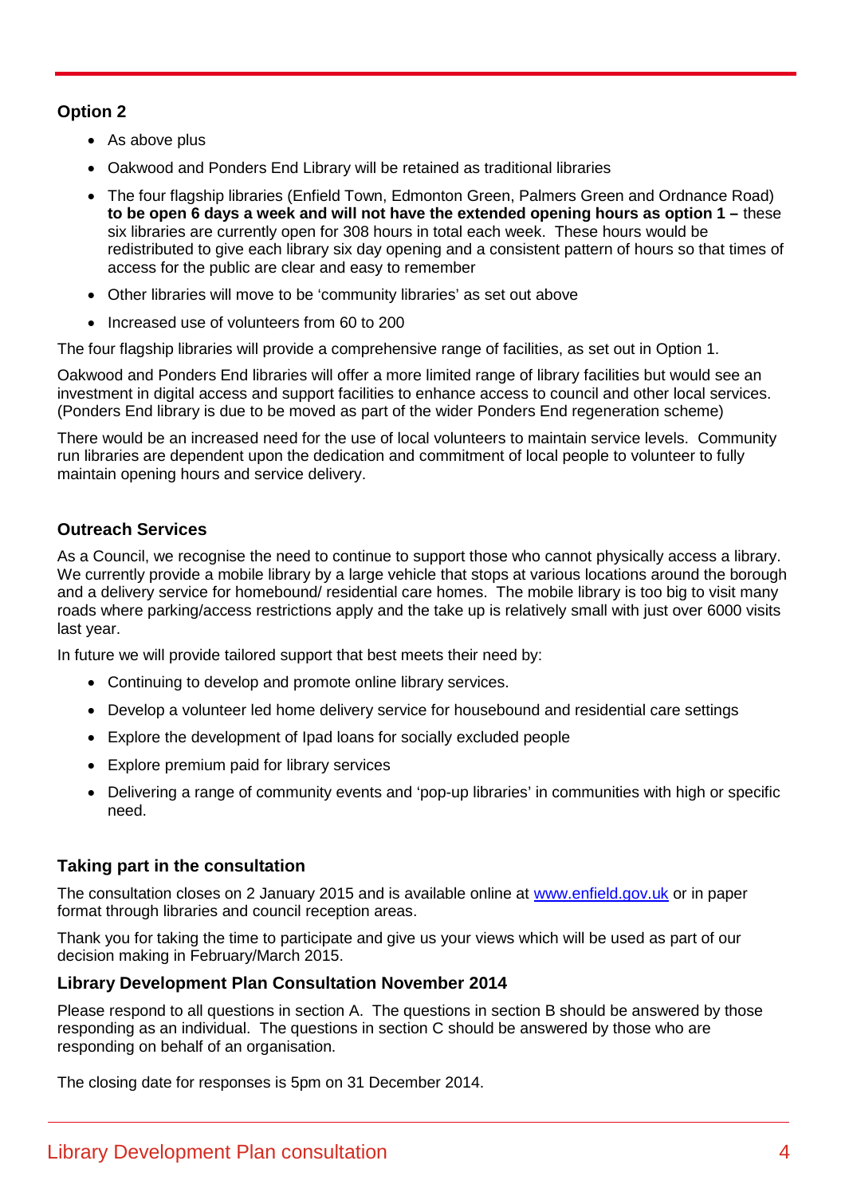### Option 2

- As above plus
- Oakwood and Ponders End Library will be retained as traditional libraries
- The four flagship libraries (Enfield Town, Edmonton Green, Palmers Green and Ordnance Road) **to be open 6 days a week and will not have the extended opening hours as option 1 –** these six libraries are currently open for 308 hours in total each week. These hours would be redistributed to give each library six day opening and a consistent pattern of hours so that times of access for the public are clear and easy to remember
- Other libraries will move to be 'community libraries' as set out above
- Increased use of volunteers from 60 to 200

The four flagship libraries will provide a comprehensive range of facilities, as set out in Option 1.

Oakwood and Ponders End libraries will offer a more limited range of library facilities but would see an investment in digital access and support facilities to enhance access to council and other local services. (Ponders End library is due to be moved as part of the wider Ponders End regeneration scheme)

There would be an increased need for the use of local volunteers to maintain service levels. Community run libraries are dependent upon the dedication and commitment of local people to volunteer to fully maintain opening hours and service delivery.

### Outreach Services

As a Council, we recognise the need to continue to support those who cannot physically access a library. We currently provide a mobile library by a large vehicle that stops at various locations around the borough and a delivery service for homebound/ residential care homes. The mobile library is too big to visit many roads where parking/access restrictions apply and the take up is relatively small with just over 6000 visits last year.

In future we will provide tailored support that best meets their need by:

- Continuing to develop and promote online library services.
- Develop a volunteer led home delivery service for housebound and residential care settings
- Explore the development of Ipad loans for socially excluded people
- Explore premium paid for library services
- Delivering a range of community events and 'pop-up libraries' in communities with high or specific need.

### Taking part in the consultation

The consultation closes on 2 January 2015 and is available online at [www.enfield.gov.uk](www.enfield.gov.uk) or in paper format through libraries and council reception areas.

Thank you for taking the time to participate and give us your views which will be used as part of our decision making in February/March 2015.

### Library Development Plan Consultation November 2014

Please respond to all questions in section A. The questions in section B should be answered by those responding as an individual. The questions in section C should be answered by those who are responding on behalf of an organisation.

The closing date for responses is 5pm on 31 December 2014.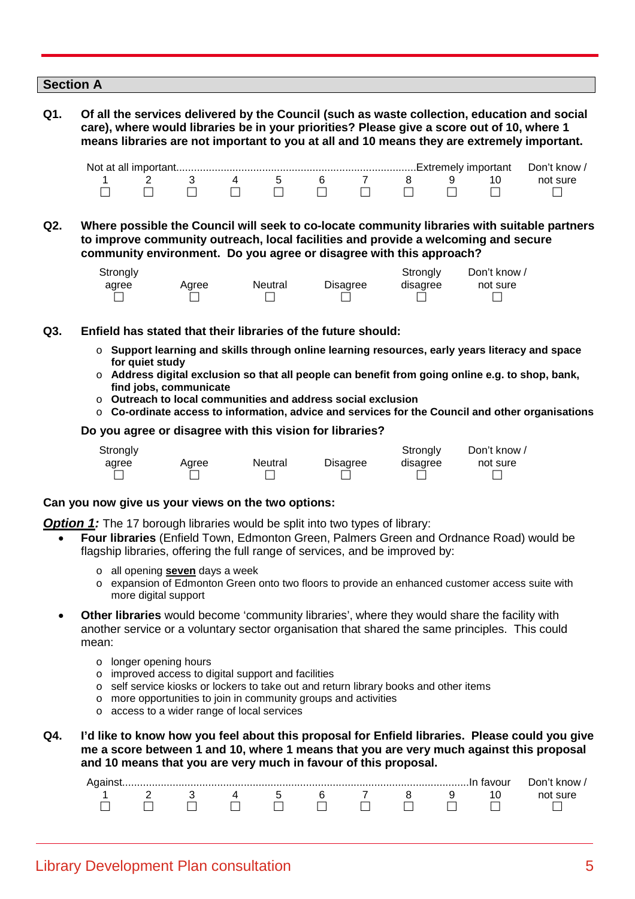## Section A

**Q1. Of all the services delivered by the Council (such as waste collection, education and social care), where would libraries be in your priorities? Please give a score out of 10, where 1 means libraries are not important to you at all and 10 means they are extremely important.**

| Not at all important | | | | | | | | | Extremely important | Don't know / not sure |
|---|---|---|---|---|---|---|---|---|---|---|
| 1 | 2 | 3 | 4 | 5 | 6 | 7 | 8 | 9 | 10 | |
| ☐ | ☐ | ☐ | ☐ | ☐ | ☐ | ☐ | ☐ | ☐ | ☐ | ☐ |

**Q2. Where possible the Council will seek to co-locate community libraries with suitable partners to improve community outreach, local facilities and provide a welcoming and secure community environment. Do you agree or disagree with this approach?**

| Strongly agree | Agree | Neutral | Disagree | Strongly disagree | Don't know / not sure |
|---|---|---|---|---|---|
| ☐ | ☐ | ☐ | ☐ | ☐ | ☐ |

**Q3. Enfield has stated that their libraries of the future should:**

- **Support learning and skills through online learning resources, early years literacy and space for quiet study**
- **Address digital exclusion so that all people can benefit from going online e.g. to shop, bank, find jobs, communicate**
- **Outreach to local communities and address social exclusion**
- **Co-ordinate access to information, advice and services for the Council and other organisations**

**Do you agree or disagree with this vision for libraries?**

| Strongly agree | Agree | Neutral | Disagree | Strongly disagree | Don't know / not sure |
|---|---|---|---|---|---|
| ☐ | ☐ | ☐ | ☐ | ☐ | ☐ |

**Can you now give us your views on the two options:**

***Option 1:*** The 17 borough libraries would be split into two types of library:

- **Four libraries** (Enfield Town, Edmonton Green, Palmers Green and Ordnance Road) would be flagship libraries, offering the full range of services, and be improved by:
  - all opening **seven** days a week
  - expansion of Edmonton Green onto two floors to provide an enhanced customer access suite with more digital support
- **Other libraries** would become 'community libraries', where they would share the facility with another service or a voluntary sector organisation that shared the same principles. This could mean:
  - longer opening hours
  - improved access to digital support and facilities
  - self service kiosks or lockers to take out and return library books and other items
  - more opportunities to join in community groups and activities
  - access to a wider range of local services

**Q4. I'd like to know how you feel about this proposal for Enfield libraries. Please could you give me a score between 1 and 10, where 1 means that you are very much against this proposal and 10 means that you are very much in favour of this proposal.**

| Against | | | | | | | | | In favour | Don't know / not sure |
|---|---|---|---|---|---|---|---|---|---|---|
| 1 | 2 | 3 | 4 | 5 | 6 | 7 | 8 | 9 | 10 | |
| ☐ | ☐ | ☐ | ☐ | ☐ | ☐ | ☐ | ☐ | ☐ | ☐ | ☐ |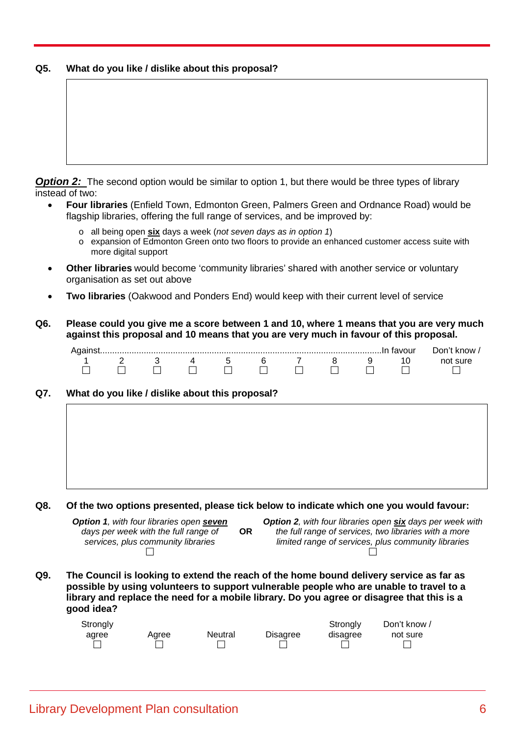**Q5. What do you like / dislike about this proposal?**

|  |
|---|
|  |

***Option 2:*** The second option would be similar to option 1, but there would be three types of library instead of two:

- **Four libraries** (Enfield Town, Edmonton Green, Palmers Green and Ordnance Road) would be flagship libraries, offering the full range of services, and be improved by:
  - all being open **six** days a week (*not seven days as in option 1*)
  - expansion of Edmonton Green onto two floors to provide an enhanced customer access suite with more digital support
- **Other libraries** would become 'community libraries' shared with another service or voluntary organisation as set out above
- **Two libraries** (Oakwood and Ponders End) would keep with their current level of service

**Q6. Please could you give me a score between 1 and 10, where 1 means that you are very much against this proposal and 10 means that you are very much in favour of this proposal.**

| Against...... | | | | | | | | | ......In favour | Don't know / not sure |
|---|---|---|---|---|---|---|---|---|---|---|
| 1 | 2 | 3 | 4 | 5 | 6 | 7 | 8 | 9 | 10 | |
| ☐ | ☐ | ☐ | ☐ | ☐ | ☐ | ☐ | ☐ | ☐ | ☐ | ☐ |

**Q7. What do you like / dislike about this proposal?**

|  |
|---|
|  |

**Q8. Of the two options presented, please tick below to indicate which one you would favour:**

| ***Option 1****, with four libraries open **seven** days per week with the full range of services, plus community libraries* | **OR** | ***Option 2****, with four libraries open **six** days per week with the full range of services, two libraries with a more limited range of services, plus community libraries* |
|---|---|---|
| ☐ | | ☐ |

**Q9. The Council is looking to extend the reach of the home bound delivery service as far as possible by using volunteers to support vulnerable people who are unable to travel to a library and replace the need for a mobile library. Do you agree or disagree that this is a good idea?**

| Strongly agree | Agree | Neutral | Disagree | Strongly disagree | Don't know / not sure |
|---|---|---|---|---|---|
| ☐ | ☐ | ☐ | ☐ | ☐ | ☐ |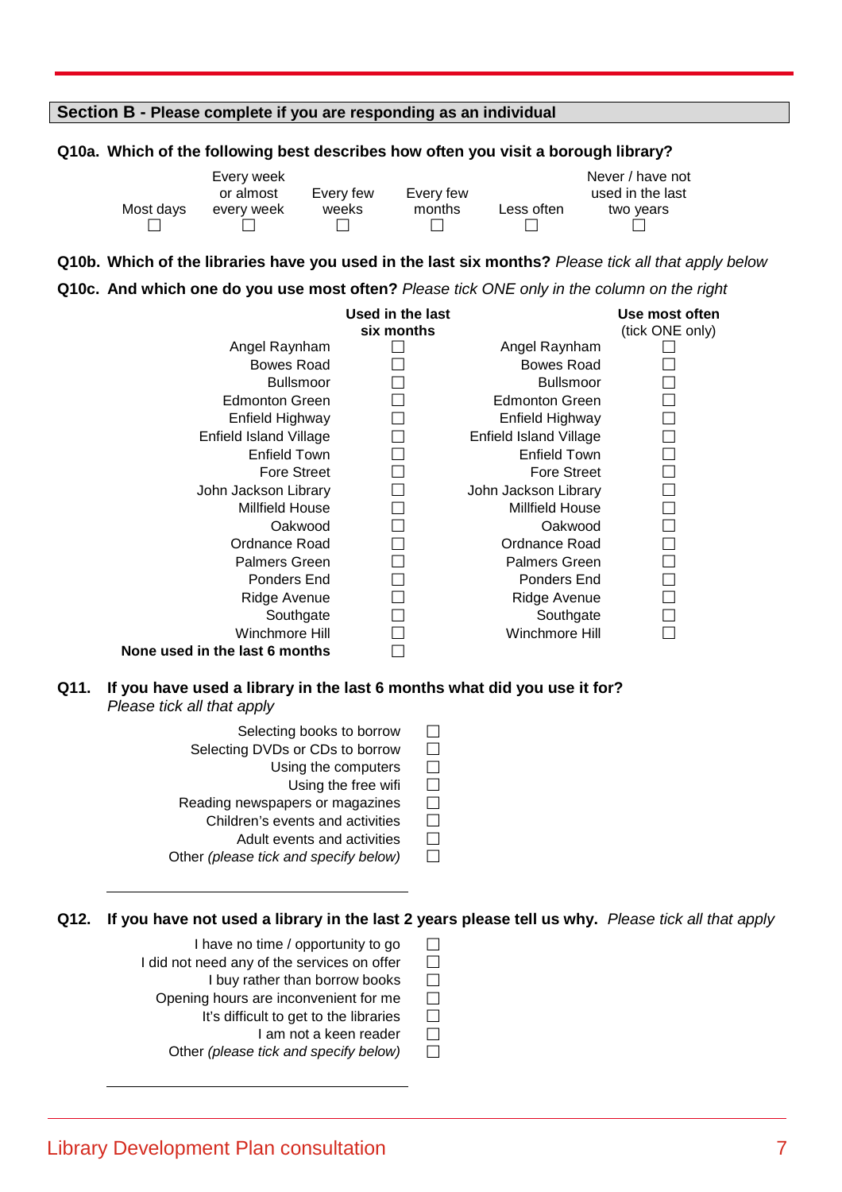## Section B - Please complete if you are responding as an individual

**Q10a. Which of the following best describes how often you visit a borough library?**

| Most days | Every week or almost every week | Every few weeks | Every few months | Less often | Never / have not used in the last two years |
|---|---|---|---|---|---|
| ☐ | ☐ | ☐ | ☐ | ☐ | ☐ |

**Q10b. Which of the libraries have you used in the last six months?** *Please tick all that apply below*

**Q10c. And which one do you use most often?** *Please tick ONE only in the column on the right*

| | **Used in the last six months** | | **Use most often** (tick ONE only) |
|---|---|---|---|
| Angel Raynham | ☐ | Angel Raynham | ☐ |
| Bowes Road | ☐ | Bowes Road | ☐ |
| Bullsmoor | ☐ | Bullsmoor | ☐ |
| Edmonton Green | ☐ | Edmonton Green | ☐ |
| Enfield Highway | ☐ | Enfield Highway | ☐ |
| Enfield Island Village | ☐ | Enfield Island Village | ☐ |
| Enfield Town | ☐ | Enfield Town | ☐ |
| Fore Street | ☐ | Fore Street | ☐ |
| John Jackson Library | ☐ | John Jackson Library | ☐ |
| Millfield House | ☐ | Millfield House | ☐ |
| Oakwood | ☐ | Oakwood | ☐ |
| Ordnance Road | ☐ | Ordnance Road | ☐ |
| Palmers Green | ☐ | Palmers Green | ☐ |
| Ponders End | ☐ | Ponders End | ☐ |
| Ridge Avenue | ☐ | Ridge Avenue | ☐ |
| Southgate | ☐ | Southgate | ☐ |
| Winchmore Hill | ☐ | Winchmore Hill | ☐ |
| **None used in the last 6 months** | ☐ | | |

**Q11. If you have used a library in the last 6 months what did you use it for?**
*Please tick all that apply*

- Selecting books to borrow ☐
- Selecting DVDs or CDs to borrow ☐
- Using the computers ☐
- Using the free wifi ☐
- Reading newspapers or magazines ☐
- Children's events and activities ☐
- Adult events and activities ☐
- Other *(please tick and specify below)* ☐

\_\_\_\_\_\_\_\_\_\_\_\_\_\_\_\_\_\_\_\_\_\_\_\_\_\_\_\_\_\_\_\_\_\_\_\_\_\_\_\_

**Q12. If you have not used a library in the last 2 years please tell us why.** *Please tick all that apply*

- I have no time / opportunity to go ☐
- I did not need any of the services on offer ☐
- I buy rather than borrow books ☐
- Opening hours are inconvenient for me ☐
- It's difficult to get to the libraries ☐
- I am not a keen reader ☐
- Other *(please tick and specify below)* ☐

\_\_\_\_\_\_\_\_\_\_\_\_\_\_\_\_\_\_\_\_\_\_\_\_\_\_\_\_\_\_\_\_\_\_\_\_\_\_\_\_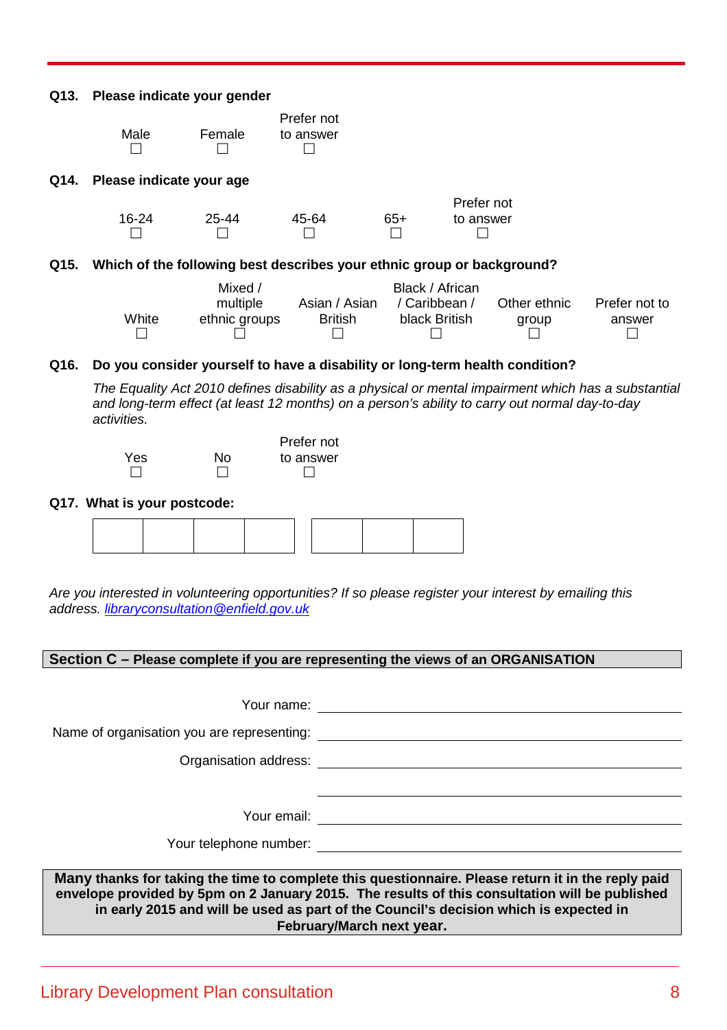**Q13. Please indicate your gender**

| Male | Female | Prefer not to answer |
|---|---|---|
| ☐ | ☐ | ☐ |

**Q14. Please indicate your age**

| 16-24 | 25-44 | 45-64 | 65+ | Prefer not to answer |
|---|---|---|---|---|
| ☐ | ☐ | ☐ | ☐ | ☐ |

**Q15. Which of the following best describes your ethnic group or background?**

| White | Mixed / multiple ethnic groups | Asian / Asian British | Black / African / Caribbean / black British | Other ethnic group | Prefer not to answer |
|---|---|---|---|---|---|
| ☐ | ☐ | ☐ | ☐ | ☐ | ☐ |

**Q16. Do you consider yourself to have a disability or long-term health condition?**

*The Equality Act 2010 defines disability as a physical or mental impairment which has a substantial and long-term effect (at least 12 months) on a person's ability to carry out normal day-to-day activities.*

| Yes | No | Prefer not to answer |
|---|---|---|
| ☐ | ☐ | ☐ |

**Q17. What is your postcode:**

| | | | | | | |
|---|---|---|---|---|---|---|
| | | | | | | |

*Are you interested in volunteering opportunities? If so please register your interest by emailing this address. libraryconsultation@enfield.gov.uk*

## Section C – Please complete if you are representing the views of an ORGANISATION

Your name: ____________________

Name of organisation you are representing: ____________________

Organisation address: ____________________

____________________

Your email: ____________________

Your telephone number: ____________________

**Many thanks for taking the time to complete this questionnaire. Please return it in the reply paid envelope provided by 5pm on 2 January 2015. The results of this consultation will be published in early 2015 and will be used as part of the Council's decision which is expected in February/March next year.**